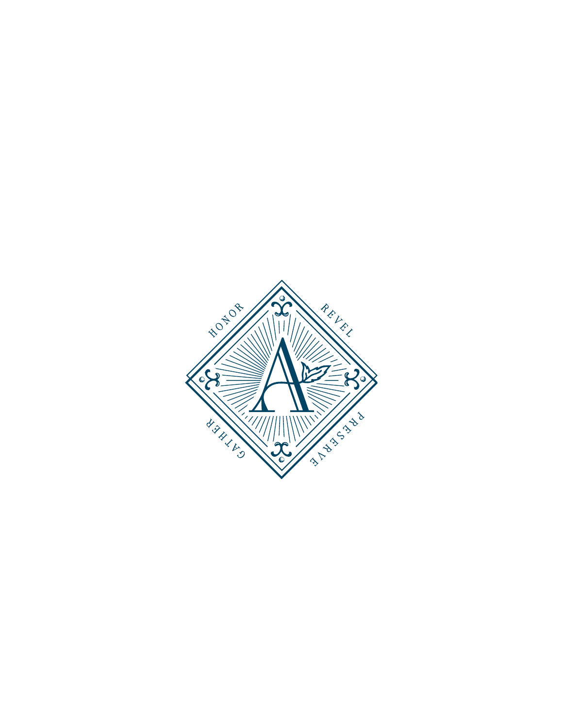HONOR

REVEL

GATHER

PRESERVE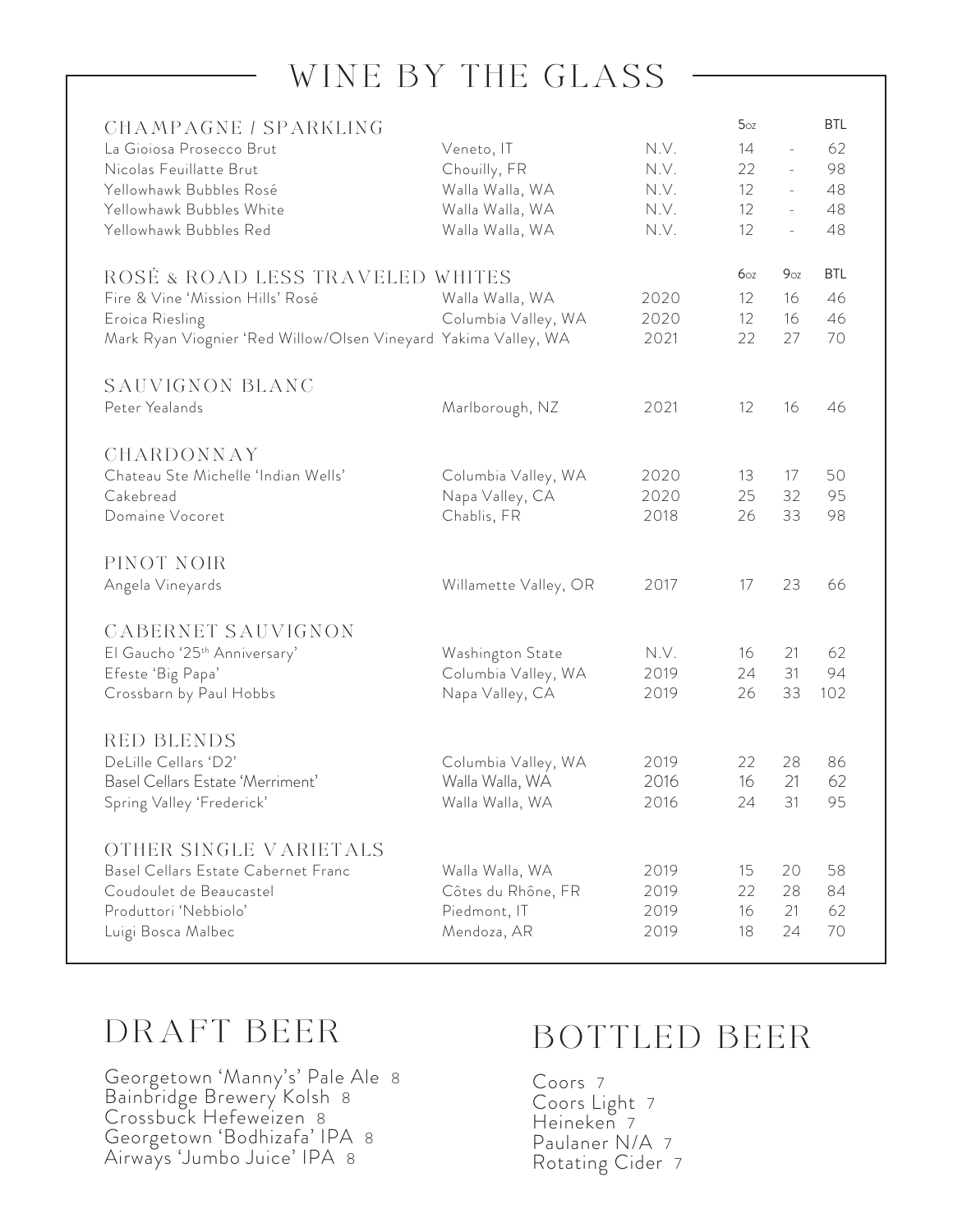# WINE BY THE GLASS

| CHAMPAGNE / SPARKLING | | | 5oz | | BTL |
|---|---|---|---|---|---|
| La Gioiosa Prosecco Brut | Veneto, IT | N.V. | 14 | - | 62 |
| Nicolas Feuillatte Brut | Chouilly, FR | N.V. | 22 | - | 98 |
| Yellowhawk Bubbles Rosé | Walla Walla, WA | N.V. | 12 | - | 48 |
| Yellowhawk Bubbles White | Walla Walla, WA | N.V. | 12 | - | 48 |
| Yellowhawk Bubbles Red | Walla Walla, WA | N.V. | 12 | - | 48 |
| **ROSÉ & ROAD LESS TRAVELED WHITES** | | | **6oz** | **9oz** | **BTL** |
| Fire & Vine 'Mission Hills' Rosé | Walla Walla, WA | 2020 | 12 | 16 | 46 |
| Eroica Riesling | Columbia Valley, WA | 2020 | 12 | 16 | 46 |
| Mark Ryan Viognier 'Red Willow/Olsen Vineyard | Yakima Valley, WA | 2021 | 22 | 27 | 70 |
| **SAUVIGNON BLANC** | | | | | |
| Peter Yealands | Marlborough, NZ | 2021 | 12 | 16 | 46 |
| **CHARDONNAY** | | | | | |
| Chateau Ste Michelle 'Indian Wells' | Columbia Valley, WA | 2020 | 13 | 17 | 50 |
| Cakebread | Napa Valley, CA | 2020 | 25 | 32 | 95 |
| Domaine Vocoret | Chablis, FR | 2018 | 26 | 33 | 98 |
| **PINOT NOIR** | | | | | |
| Angela Vineyards | Willamette Valley, OR | 2017 | 17 | 23 | 66 |
| **CABERNET SAUVIGNON** | | | | | |
| El Gaucho '25th Anniversary' | Washington State | N.V. | 16 | 21 | 62 |
| Efeste 'Big Papa' | Columbia Valley, WA | 2019 | 24 | 31 | 94 |
| Crossbarn by Paul Hobbs | Napa Valley, CA | 2019 | 26 | 33 | 102 |
| **RED BLENDS** | | | | | |
| DeLille Cellars 'D2' | Columbia Valley, WA | 2019 | 22 | 28 | 86 |
| Basel Cellars Estate 'Merriment' | Walla Walla, WA | 2016 | 16 | 21 | 62 |
| Spring Valley 'Frederick' | Walla Walla, WA | 2016 | 24 | 31 | 95 |
| **OTHER SINGLE VARIETALS** | | | | | |
| Basel Cellars Estate Cabernet Franc | Walla Walla, WA | 2019 | 15 | 20 | 58 |
| Coudoulet de Beaucastel | Côtes du Rhône, FR | 2019 | 22 | 28 | 84 |
| Produttori 'Nebbiolo' | Piedmont, IT | 2019 | 16 | 21 | 62 |
| Luigi Bosca Malbec | Mendoza, AR | 2019 | 18 | 24 | 70 |

# DRAFT BEER

Georgetown 'Manny's' Pale Ale 8
Bainbridge Brewery Kolsh 8
Crossbuck Hefeweizen 8
Georgetown 'Bodhizafa' IPA 8
Airways 'Jumbo Juice' IPA 8

# BOTTLED BEER

Coors 7
Coors Light 7
Heineken 7
Paulaner N/A 7
Rotating Cider 7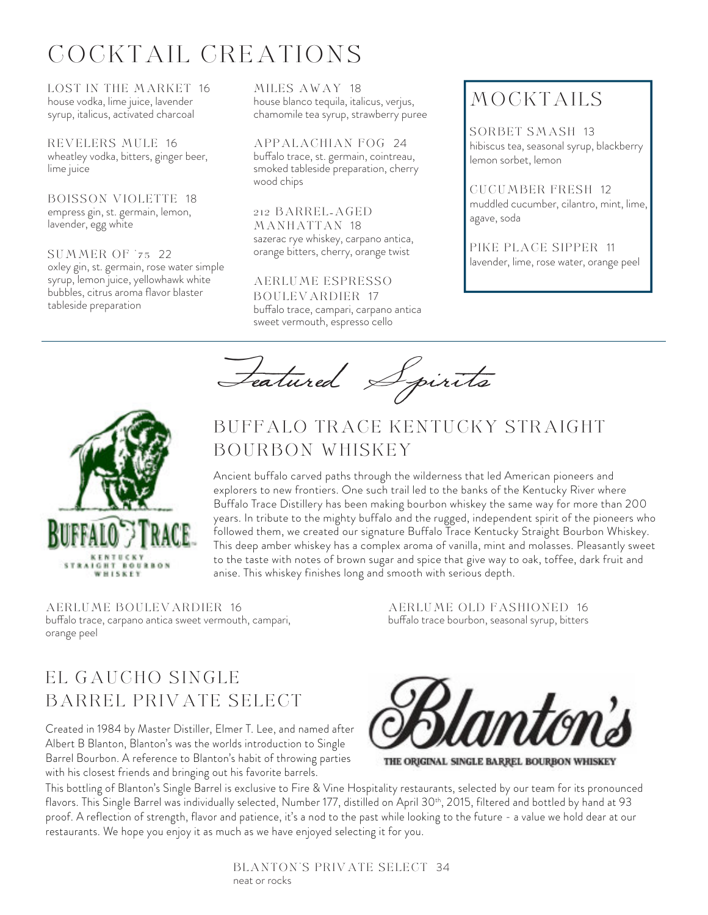# COCKTAIL CREATIONS

**LOST IN THE MARKET** 16
house vodka, lime juice, lavender syrup, italicus, activated charcoal

**REVELERS MULE** 16
wheatley vodka, bitters, ginger beer, lime juice

**BOISSON VIOLETTE** 18
empress gin, st. germain, lemon, lavender, egg white

**SUMMER OF '75** 22
oxley gin, st. germain, rose water simple syrup, lemon juice, yellowhawk white bubbles, citrus aroma flavor blaster tableside preparation

**MILES AWAY** 18
house blanco tequila, italicus, verjus, chamomile tea syrup, strawberry puree

**APPALACHIAN FOG** 24
buffalo trace, st. germain, cointreau, smoked tableside preparation, cherry wood chips

**212 BARREL-AGED MANHATTAN** 18
sazerac rye whiskey, carpano antica, orange bitters, cherry, orange twist

**AERLUME ESPRESSO BOULEVARDIER** 17
buffalo trace, campari, carpano antica sweet vermouth, espresso cello

## MOCKTAILS

**SORBET SMASH** 13
hibiscus tea, seasonal syrup, blackberry lemon sorbet, lemon

**CUCUMBER FRESH** 12
muddled cucumber, cilantro, mint, lime, agave, soda

**PIKE PLACE SIPPER** 11
lavender, lime, rose water, orange peel

---

# Featured Spirits

## BUFFALO TRACE KENTUCKY STRAIGHT BOURBON WHISKEY

BUFFALO TRACE
KENTUCKY STRAIGHT BOURBON WHISKEY

Ancient buffalo carved paths through the wilderness that led American pioneers and explorers to new frontiers. One such trail led to the banks of the Kentucky River where Buffalo Trace Distillery has been making bourbon whiskey the same way for more than 200 years. In tribute to the mighty buffalo and the rugged, independent spirit of the pioneers who followed them, we created our signature Buffalo Trace Kentucky Straight Bourbon Whiskey. This deep amber whiskey has a complex aroma of vanilla, mint and molasses. Pleasantly sweet to the taste with notes of brown sugar and spice that give way to oak, toffee, dark fruit and anise. This whiskey finishes long and smooth with serious depth.

**AERLUME BOULEVARDIER** 16
buffalo trace, carpano antica sweet vermouth, campari, orange peel

**AERLUME OLD FASHIONED** 16
buffalo trace bourbon, seasonal syrup, bitters

## EL GAUCHO SINGLE BARREL PRIVATE SELECT

Blanton's
THE ORIGINAL SINGLE BARREL BOURBON WHISKEY

Created in 1984 by Master Distiller, Elmer T. Lee, and named after Albert B Blanton, Blanton's was the worlds introduction to Single Barrel Bourbon. A reference to Blanton's habit of throwing parties with his closest friends and bringing out his favorite barrels.

This bottling of Blanton's Single Barrel is exclusive to Fire & Vine Hospitality restaurants, selected by our team for its pronounced flavors. This Single Barrel was individually selected, Number 177, distilled on April 30th, 2015, filtered and bottled by hand at 93 proof. A reflection of strength, flavor and patience, it's a nod to the past while looking to the future - a value we hold dear at our restaurants. We hope you enjoy it as much as we have enjoyed selecting it for you.

**BLANTON'S PRIVATE SELECT** 34
neat or rocks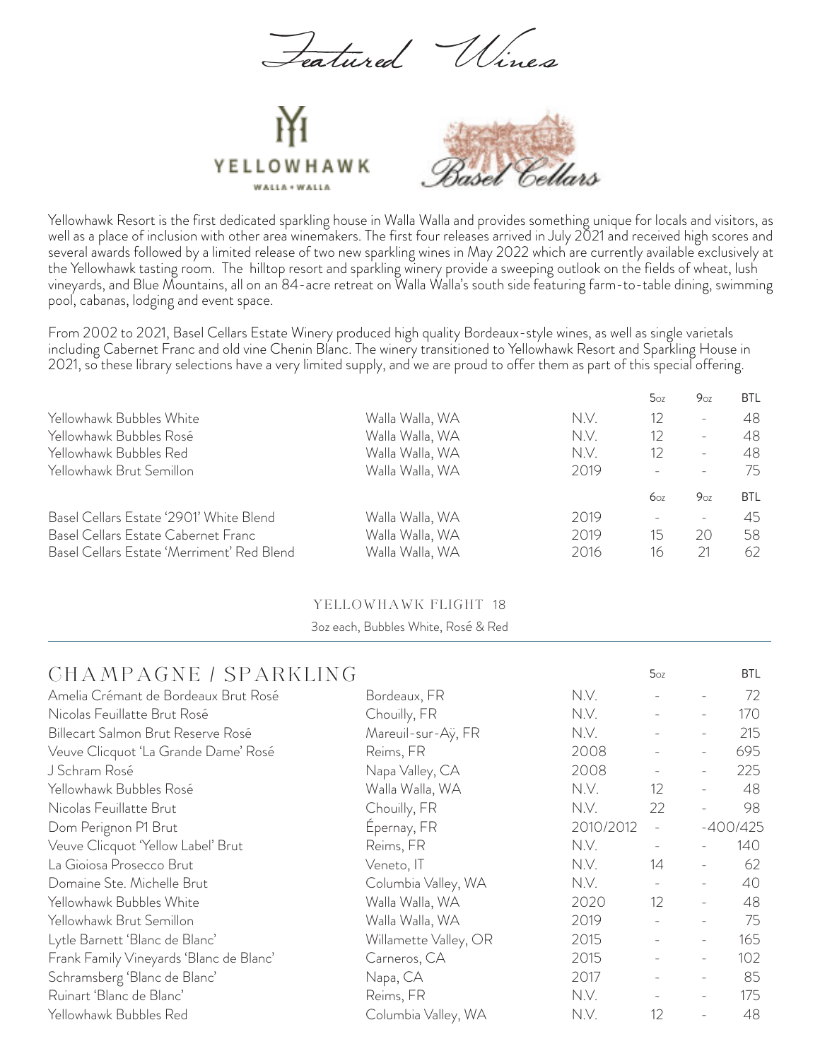# Featured Wines

YELLOWHAWK
WALLA • WALLA

Basel Cellars

Yellowhawk Resort is the first dedicated sparkling house in Walla Walla and provides something unique for locals and visitors, as well as a place of inclusion with other area winemakers. The first four releases arrived in July 2021 and received high scores and several awards followed by a limited release of two new sparkling wines in May 2022 which are currently available exclusively at the Yellowhawk tasting room. The hilltop resort and sparkling winery provide a sweeping outlook on the fields of wheat, lush vineyards, and Blue Mountains, all on an 84-acre retreat on Walla Walla's south side featuring farm-to-table dining, swimming pool, cabanas, lodging and event space.

From 2002 to 2021, Basel Cellars Estate Winery produced high quality Bordeaux-style wines, as well as single varietals including Cabernet Franc and old vine Chenin Blanc. The winery transitioned to Yellowhawk Resort and Sparkling House in 2021, so these library selections have a very limited supply, and we are proud to offer them as part of this special offering.

| | | | 5oz | 9oz | BTL |
|---|---|---|---|---|---|
| Yellowhawk Bubbles White | Walla Walla, WA | N.V. | 12 | - | 48 |
| Yellowhawk Bubbles Rosé | Walla Walla, WA | N.V. | 12 | - | 48 |
| Yellowhawk Bubbles Red | Walla Walla, WA | N.V. | 12 | - | 48 |
| Yellowhawk Brut Semillon | Walla Walla, WA | 2019 | - | - | 75 |

| | | | 6oz | 9oz | BTL |
|---|---|---|---|---|---|
| Basel Cellars Estate '2901' White Blend | Walla Walla, WA | 2019 | - | - | 45 |
| Basel Cellars Estate Cabernet Franc | Walla Walla, WA | 2019 | 15 | 20 | 58 |
| Basel Cellars Estate 'Merriment' Red Blend | Walla Walla, WA | 2016 | 16 | 21 | 62 |

YELLOWHAWK FLIGHT 18

3oz each, Bubbles White, Rosé & Red

## CHAMPAGNE / SPARKLING

| | | | 5oz | | BTL |
|---|---|---|---|---|---|
| Amelia Crémant de Bordeaux Brut Rosé | Bordeaux, FR | N.V. | - | - | 72 |
| Nicolas Feuillatte Brut Rosé | Chouilly, FR | N.V. | - | - | 170 |
| Billecart Salmon Brut Reserve Rosé | Mareuil-sur-Aÿ, FR | N.V. | - | - | 215 |
| Veuve Clicquot 'La Grande Dame' Rosé | Reims, FR | 2008 | - | - | 695 |
| J Schram Rosé | Napa Valley, CA | 2008 | - | - | 225 |
| Yellowhawk Bubbles Rosé | Walla Walla, WA | N.V. | 12 | - | 48 |
| Nicolas Feuillatte Brut | Chouilly, FR | N.V. | 22 | - | 98 |
| Dom Perignon P1 Brut | Épernay, FR | 2010/2012 | - | - | 400/425 |
| Veuve Clicquot 'Yellow Label' Brut | Reims, FR | N.V. | - | - | 140 |
| La Gioiosa Prosecco Brut | Veneto, IT | N.V. | 14 | - | 62 |
| Domaine Ste. Michelle Brut | Columbia Valley, WA | N.V. | - | - | 40 |
| Yellowhawk Bubbles White | Walla Walla, WA | 2020 | 12 | - | 48 |
| Yellowhawk Brut Semillon | Walla Walla, WA | 2019 | - | - | 75 |
| Lytle Barnett 'Blanc de Blanc' | Willamette Valley, OR | 2015 | - | - | 165 |
| Frank Family Vineyards 'Blanc de Blanc' | Carneros, CA | 2015 | - | - | 102 |
| Schramsberg 'Blanc de Blanc' | Napa, CA | 2017 | - | - | 85 |
| Ruinart 'Blanc de Blanc' | Reims, FR | N.V. | - | - | 175 |
| Yellowhawk Bubbles Red | Columbia Valley, WA | N.V. | 12 | - | 48 |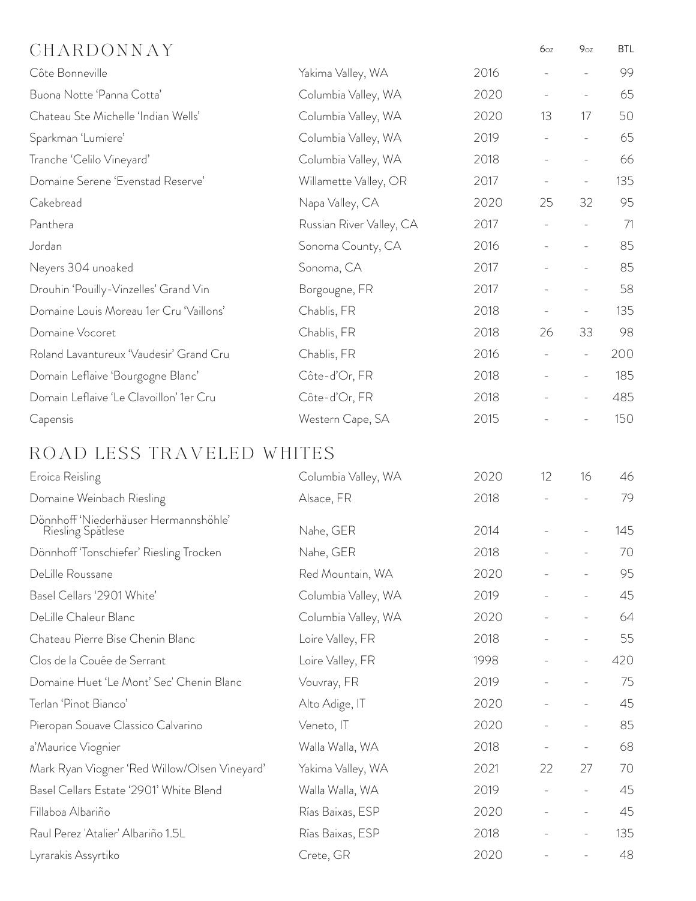## CHARDONNAY

| | | | 6oz | 9oz | BTL |
|---|---|---|---|---|---|
| Côte Bonneville | Yakima Valley, WA | 2016 | - | - | 99 |
| Buona Notte 'Panna Cotta' | Columbia Valley, WA | 2020 | - | - | 65 |
| Chateau Ste Michelle 'Indian Wells' | Columbia Valley, WA | 2020 | 13 | 17 | 50 |
| Sparkman 'Lumiere' | Columbia Valley, WA | 2019 | - | - | 65 |
| Tranche 'Celilo Vineyard' | Columbia Valley, WA | 2018 | - | - | 66 |
| Domaine Serene 'Evenstad Reserve' | Willamette Valley, OR | 2017 | - | - | 135 |
| Cakebread | Napa Valley, CA | 2020 | 25 | 32 | 95 |
| Panthera | Russian River Valley, CA | 2017 | - | - | 71 |
| Jordan | Sonoma County, CA | 2016 | - | - | 85 |
| Neyers 304 unoaked | Sonoma, CA | 2017 | - | - | 85 |
| Drouhin 'Pouilly-Vinzelles' Grand Vin | Borgougne, FR | 2017 | - | - | 58 |
| Domaine Louis Moreau 1er Cru 'Vaillons' | Chablis, FR | 2018 | - | - | 135 |
| Domaine Vocoret | Chablis, FR | 2018 | 26 | 33 | 98 |
| Roland Lavantureux 'Vaudesir' Grand Cru | Chablis, FR | 2016 | - | - | 200 |
| Domain Leflaive 'Bourgogne Blanc' | Côte-d'Or, FR | 2018 | - | - | 185 |
| Domain Leflaive 'Le Clavoillon' 1er Cru | Côte-d'Or, FR | 2018 | - | - | 485 |
| Capensis | Western Cape, SA | 2015 | - | - | 150 |

## ROAD LESS TRAVELED WHITES

| | | | 6oz | 9oz | BTL |
|---|---|---|---|---|---|
| Eroica Reisling | Columbia Valley, WA | 2020 | 12 | 16 | 46 |
| Domaine Weinbach Riesling | Alsace, FR | 2018 | - | - | 79 |
| Dönnhoff 'Niederhäuser Hermannshöhle' Riesling Spätlese | Nahe, GER | 2014 | - | - | 145 |
| Dönnhoff 'Tonschiefer' Riesling Trocken | Nahe, GER | 2018 | - | - | 70 |
| DeLille Roussane | Red Mountain, WA | 2020 | - | - | 95 |
| Basel Cellars '2901 White' | Columbia Valley, WA | 2019 | - | - | 45 |
| DeLille Chaleur Blanc | Columbia Valley, WA | 2020 | - | - | 64 |
| Chateau Pierre Bise Chenin Blanc | Loire Valley, FR | 2018 | - | - | 55 |
| Clos de la Couée de Serrant | Loire Valley, FR | 1998 | - | - | 420 |
| Domaine Huet 'Le Mont' Sec' Chenin Blanc | Vouvray, FR | 2019 | - | - | 75 |
| Terlan 'Pinot Bianco' | Alto Adige, IT | 2020 | - | - | 45 |
| Pieropan Souave Classico Calvarino | Veneto, IT | 2020 | - | - | 85 |
| a'Maurice Viognier | Walla Walla, WA | 2018 | - | - | 68 |
| Mark Ryan Viogner 'Red Willow/Olsen Vineyard' | Yakima Valley, WA | 2021 | 22 | 27 | 70 |
| Basel Cellars Estate '2901' White Blend | Walla Walla, WA | 2019 | - | - | 45 |
| Fillaboa Albariño | Rías Baixas, ESP | 2020 | - | - | 45 |
| Raul Perez 'Atalier' Albariño 1.5L | Rías Baixas, ESP | 2018 | - | - | 135 |
| Lyrarakis Assyrtiko | Crete, GR | 2020 | - | - | 48 |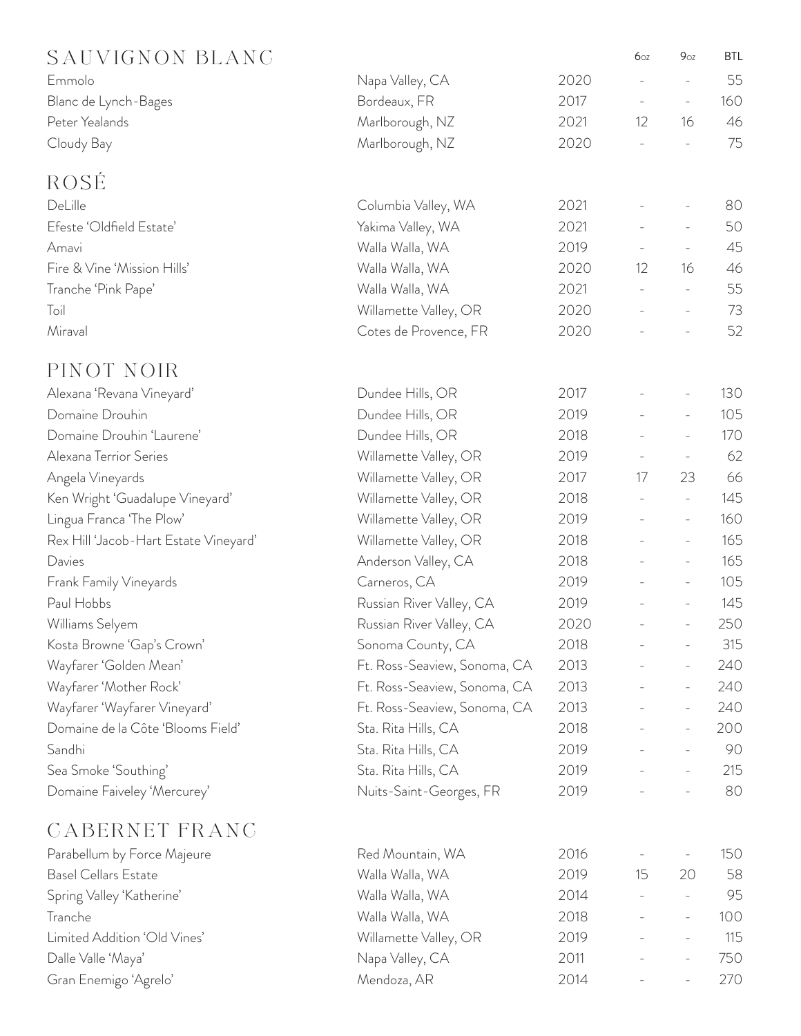## SAUVIGNON BLANC

| Wine | Region | Vintage | 6oz | 9oz | BTL |
|---|---|---|---|---|---|
| Emmolo | Napa Valley, CA | 2020 | - | - | 55 |
| Blanc de Lynch-Bages | Bordeaux, FR | 2017 | - | - | 160 |
| Peter Yealands | Marlborough, NZ | 2021 | 12 | 16 | 46 |
| Cloudy Bay | Marlborough, NZ | 2020 | - | - | 75 |

## ROSÉ

| Wine | Region | Vintage | 6oz | 9oz | BTL |
|---|---|---|---|---|---|
| DeLille | Columbia Valley, WA | 2021 | - | - | 80 |
| Efeste 'Oldfield Estate' | Yakima Valley, WA | 2021 | - | - | 50 |
| Amavi | Walla Walla, WA | 2019 | - | - | 45 |
| Fire & Vine 'Mission Hills' | Walla Walla, WA | 2020 | 12 | 16 | 46 |
| Tranche 'Pink Pape' | Walla Walla, WA | 2021 | - | - | 55 |
| Toil | Willamette Valley, OR | 2020 | - | - | 73 |
| Miraval | Cotes de Provence, FR | 2020 | - | - | 52 |

## PINOT NOIR

| Wine | Region | Vintage | 6oz | 9oz | BTL |
|---|---|---|---|---|---|
| Alexana 'Revana Vineyard' | Dundee Hills, OR | 2017 | - | - | 130 |
| Domaine Drouhin | Dundee Hills, OR | 2019 | - | - | 105 |
| Domaine Drouhin 'Laurene' | Dundee Hills, OR | 2018 | - | - | 170 |
| Alexana Terrior Series | Willamette Valley, OR | 2019 | - | - | 62 |
| Angela Vineyards | Willamette Valley, OR | 2017 | 17 | 23 | 66 |
| Ken Wright 'Guadalupe Vineyard' | Willamette Valley, OR | 2018 | - | - | 145 |
| Lingua Franca 'The Plow' | Willamette Valley, OR | 2019 | - | - | 160 |
| Rex Hill 'Jacob-Hart Estate Vineyard' | Willamette Valley, OR | 2018 | - | - | 165 |
| Davies | Anderson Valley, CA | 2018 | - | - | 165 |
| Frank Family Vineyards | Carneros, CA | 2019 | - | - | 105 |
| Paul Hobbs | Russian River Valley, CA | 2019 | - | - | 145 |
| Williams Selyem | Russian River Valley, CA | 2020 | - | - | 250 |
| Kosta Browne 'Gap's Crown' | Sonoma County, CA | 2018 | - | - | 315 |
| Wayfarer 'Golden Mean' | Ft. Ross-Seaview, Sonoma, CA | 2013 | - | - | 240 |
| Wayfarer 'Mother Rock' | Ft. Ross-Seaview, Sonoma, CA | 2013 | - | - | 240 |
| Wayfarer 'Wayfarer Vineyard' | Ft. Ross-Seaview, Sonoma, CA | 2013 | - | - | 240 |
| Domaine de la Côte 'Blooms Field' | Sta. Rita Hills, CA | 2018 | - | - | 200 |
| Sandhi | Sta. Rita Hills, CA | 2019 | - | - | 90 |
| Sea Smoke 'Southing' | Sta. Rita Hills, CA | 2019 | - | - | 215 |
| Domaine Faiveley 'Mercurey' | Nuits-Saint-Georges, FR | 2019 | - | - | 80 |

## CABERNET FRANC

| Wine | Region | Vintage | 6oz | 9oz | BTL |
|---|---|---|---|---|---|
| Parabellum by Force Majeure | Red Mountain, WA | 2016 | - | - | 150 |
| Basel Cellars Estate | Walla Walla, WA | 2019 | 15 | 20 | 58 |
| Spring Valley 'Katherine' | Walla Walla, WA | 2014 | - | - | 95 |
| Tranche | Walla Walla, WA | 2018 | - | - | 100 |
| Limited Addition 'Old Vines' | Willamette Valley, OR | 2019 | - | - | 115 |
| Dalle Valle 'Maya' | Napa Valley, CA | 2011 | - | - | 750 |
| Gran Enemigo 'Agrelo' | Mendoza, AR | 2014 | - | - | 270 |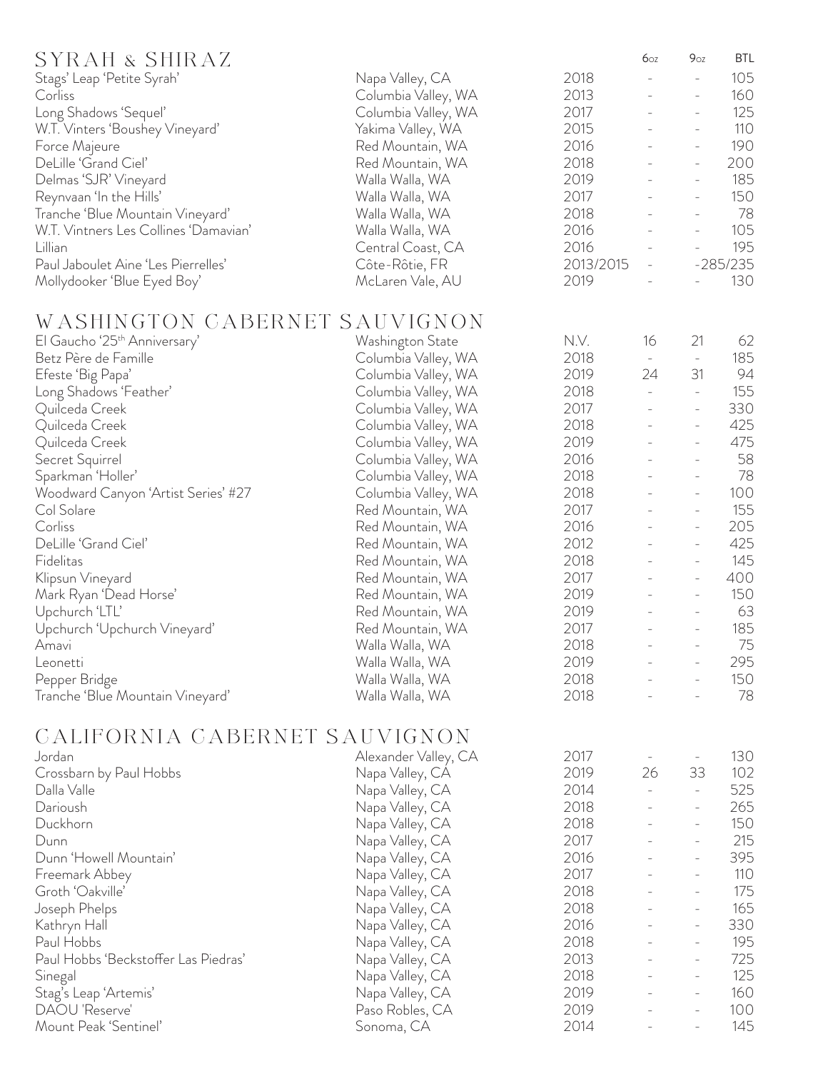## SYRAH & SHIRAZ

| Wine | Region | Vintage | 6oz | 9oz | BTL |
|---|---|---|---|---|---|
| Stags' Leap 'Petite Syrah' | Napa Valley, CA | 2018 | - | - | 105 |
| Corliss | Columbia Valley, WA | 2013 | - | - | 160 |
| Long Shadows 'Sequel' | Columbia Valley, WA | 2017 | - | - | 125 |
| W.T. Vinters 'Boushey Vineyard' | Yakima Valley, WA | 2015 | - | - | 110 |
| Force Majeure | Red Mountain, WA | 2016 | - | - | 190 |
| DeLille 'Grand Ciel' | Red Mountain, WA | 2018 | - | - | 200 |
| Delmas 'SJR' Vineyard | Walla Walla, WA | 2019 | - | - | 185 |
| Reynvaan 'In the Hills' | Walla Walla, WA | 2017 | - | - | 150 |
| Tranche 'Blue Mountain Vineyard' | Walla Walla, WA | 2018 | - | - | 78 |
| W.T. Vintners Les Collines 'Damavian' | Walla Walla, WA | 2016 | - | - | 105 |
| Lillian | Central Coast, CA | 2016 | - | - | 195 |
| Paul Jaboulet Aine 'Les Pierrelles' | Côte-Rôtie, FR | 2013/2015 | - | - | 285/235 |
| Mollydooker 'Blue Eyed Boy' | McLaren Vale, AU | 2019 | - | - | 130 |

## WASHINGTON CABERNET SAUVIGNON

| Wine | Region | Vintage | 6oz | 9oz | BTL |
|---|---|---|---|---|---|
| El Gaucho '25th Anniversary' | Washington State | N.V. | 16 | 21 | 62 |
| Betz Père de Famille | Columbia Valley, WA | 2018 | - | - | 185 |
| Efeste 'Big Papa' | Columbia Valley, WA | 2019 | 24 | 31 | 94 |
| Long Shadows 'Feather' | Columbia Valley, WA | 2018 | - | - | 155 |
| Quilceda Creek | Columbia Valley, WA | 2017 | - | - | 330 |
| Quilceda Creek | Columbia Valley, WA | 2018 | - | - | 425 |
| Quilceda Creek | Columbia Valley, WA | 2019 | - | - | 475 |
| Secret Squirrel | Columbia Valley, WA | 2016 | - | - | 58 |
| Sparkman 'Holler' | Columbia Valley, WA | 2018 | - | - | 78 |
| Woodward Canyon 'Artist Series' #27 | Columbia Valley, WA | 2018 | - | - | 100 |
| Col Solare | Red Mountain, WA | 2017 | - | - | 155 |
| Corliss | Red Mountain, WA | 2016 | - | - | 205 |
| DeLille 'Grand Ciel' | Red Mountain, WA | 2012 | - | - | 425 |
| Fidelitas | Red Mountain, WA | 2018 | - | - | 145 |
| Klipsun Vineyard | Red Mountain, WA | 2017 | - | - | 400 |
| Mark Ryan 'Dead Horse' | Red Mountain, WA | 2019 | - | - | 150 |
| Upchurch 'LTL' | Red Mountain, WA | 2019 | - | - | 63 |
| Upchurch 'Upchurch Vineyard' | Red Mountain, WA | 2017 | - | - | 185 |
| Amavi | Walla Walla, WA | 2018 | - | - | 75 |
| Leonetti | Walla Walla, WA | 2019 | - | - | 295 |
| Pepper Bridge | Walla Walla, WA | 2018 | - | - | 150 |
| Tranche 'Blue Mountain Vineyard' | Walla Walla, WA | 2018 | - | - | 78 |

## CALIFORNIA CABERNET SAUVIGNON

| Wine | Region | Vintage | 6oz | 9oz | BTL |
|---|---|---|---|---|---|
| Jordan | Alexander Valley, CA | 2017 | - | - | 130 |
| Crossbarn by Paul Hobbs | Napa Valley, CA | 2019 | 26 | 33 | 102 |
| Dalla Valle | Napa Valley, CA | 2014 | - | - | 525 |
| Darioush | Napa Valley, CA | 2018 | - | - | 265 |
| Duckhorn | Napa Valley, CA | 2018 | - | - | 150 |
| Dunn | Napa Valley, CA | 2017 | - | - | 215 |
| Dunn 'Howell Mountain' | Napa Valley, CA | 2016 | - | - | 395 |
| Freemark Abbey | Napa Valley, CA | 2017 | - | - | 110 |
| Groth 'Oakville' | Napa Valley, CA | 2018 | - | - | 175 |
| Joseph Phelps | Napa Valley, CA | 2018 | - | - | 165 |
| Kathryn Hall | Napa Valley, CA | 2016 | - | - | 330 |
| Paul Hobbs | Napa Valley, CA | 2018 | - | - | 195 |
| Paul Hobbs 'Beckstoffer Las Piedras' | Napa Valley, CA | 2013 | - | - | 725 |
| Sinegal | Napa Valley, CA | 2018 | - | - | 125 |
| Stag's Leap 'Artemis' | Napa Valley, CA | 2019 | - | - | 160 |
| DAOU 'Reserve' | Paso Robles, CA | 2019 | - | - | 100 |
| Mount Peak 'Sentinel' | Sonoma, CA | 2014 | - | - | 145 |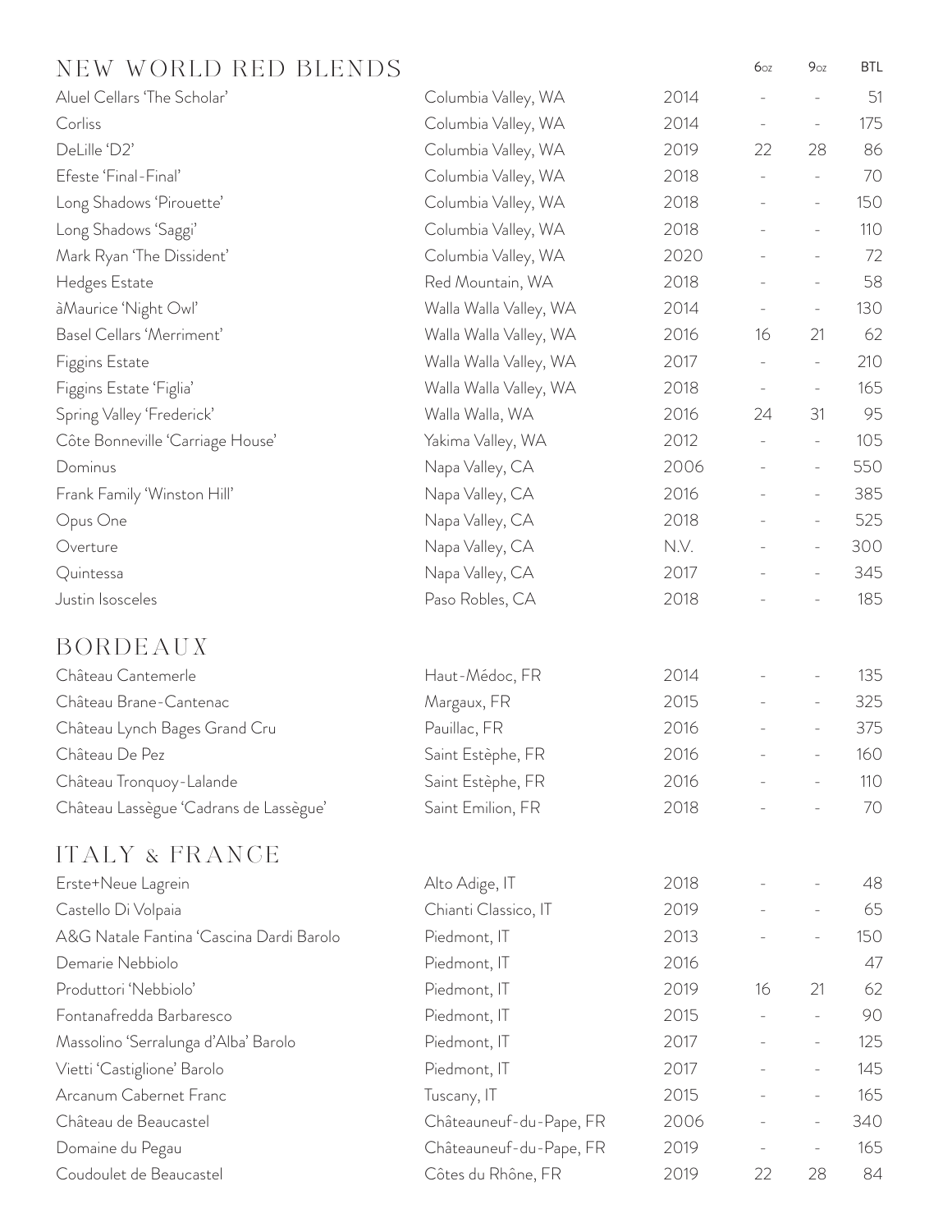## NEW WORLD RED BLENDS

| | | | 6oz | 9oz | BTL |
|---|---|---|---|---|---|
| Aluel Cellars 'The Scholar' | Columbia Valley, WA | 2014 | - | - | 51 |
| Corliss | Columbia Valley, WA | 2014 | - | - | 175 |
| DeLille 'D2' | Columbia Valley, WA | 2019 | 22 | 28 | 86 |
| Efeste 'Final-Final' | Columbia Valley, WA | 2018 | - | - | 70 |
| Long Shadows 'Pirouette' | Columbia Valley, WA | 2018 | - | - | 150 |
| Long Shadows 'Saggi' | Columbia Valley, WA | 2018 | - | - | 110 |
| Mark Ryan 'The Dissident' | Columbia Valley, WA | 2020 | - | - | 72 |
| Hedges Estate | Red Mountain, WA | 2018 | - | - | 58 |
| àMaurice 'Night Owl' | Walla Walla Valley, WA | 2014 | - | - | 130 |
| Basel Cellars 'Merriment' | Walla Walla Valley, WA | 2016 | 16 | 21 | 62 |
| Figgins Estate | Walla Walla Valley, WA | 2017 | - | - | 210 |
| Figgins Estate 'Figlia' | Walla Walla Valley, WA | 2018 | - | - | 165 |
| Spring Valley 'Frederick' | Walla Walla, WA | 2016 | 24 | 31 | 95 |
| Côte Bonneville 'Carriage House' | Yakima Valley, WA | 2012 | - | - | 105 |
| Dominus | Napa Valley, CA | 2006 | - | - | 550 |
| Frank Family 'Winston Hill' | Napa Valley, CA | 2016 | - | - | 385 |
| Opus One | Napa Valley, CA | 2018 | - | - | 525 |
| Overture | Napa Valley, CA | N.V. | - | - | 300 |
| Quintessa | Napa Valley, CA | 2017 | - | - | 345 |
| Justin Isosceles | Paso Robles, CA | 2018 | - | - | 185 |

## BORDEAUX

| | | | 6oz | 9oz | BTL |
|---|---|---|---|---|---|
| Château Cantemerle | Haut-Médoc, FR | 2014 | - | - | 135 |
| Château Brane-Cantenac | Margaux, FR | 2015 | - | - | 325 |
| Château Lynch Bages Grand Cru | Pauillac, FR | 2016 | - | - | 375 |
| Château De Pez | Saint Estèphe, FR | 2016 | - | - | 160 |
| Château Tronquoy-Lalande | Saint Estèphe, FR | 2016 | - | - | 110 |
| Château Lassègue 'Cadrans de Lassègue' | Saint Emilion, FR | 2018 | - | - | 70 |

## ITALY & FRANCE

| | | | 6oz | 9oz | BTL |
|---|---|---|---|---|---|
| Erste+Neue Lagrein | Alto Adige, IT | 2018 | - | - | 48 |
| Castello Di Volpaia | Chianti Classico, IT | 2019 | - | - | 65 |
| A&G Natale Fantina 'Cascina Dardi Barolo | Piedmont, IT | 2013 | - | - | 150 |
| Demarie Nebbiolo | Piedmont, IT | 2016 | | | 47 |
| Produttori 'Nebbiolo' | Piedmont, IT | 2019 | 16 | 21 | 62 |
| Fontanafredda Barbaresco | Piedmont, IT | 2015 | - | - | 90 |
| Massolino 'Serralunga d'Alba' Barolo | Piedmont, IT | 2017 | - | - | 125 |
| Vietti 'Castiglione' Barolo | Piedmont, IT | 2017 | - | - | 145 |
| Arcanum Cabernet Franc | Tuscany, IT | 2015 | - | - | 165 |
| Château de Beaucastel | Châteauneuf-du-Pape, FR | 2006 | - | - | 340 |
| Domaine du Pegau | Châteauneuf-du-Pape, FR | 2019 | - | - | 165 |
| Coudoulet de Beaucastel | Côtes du Rhône, FR | 2019 | 22 | 28 | 84 |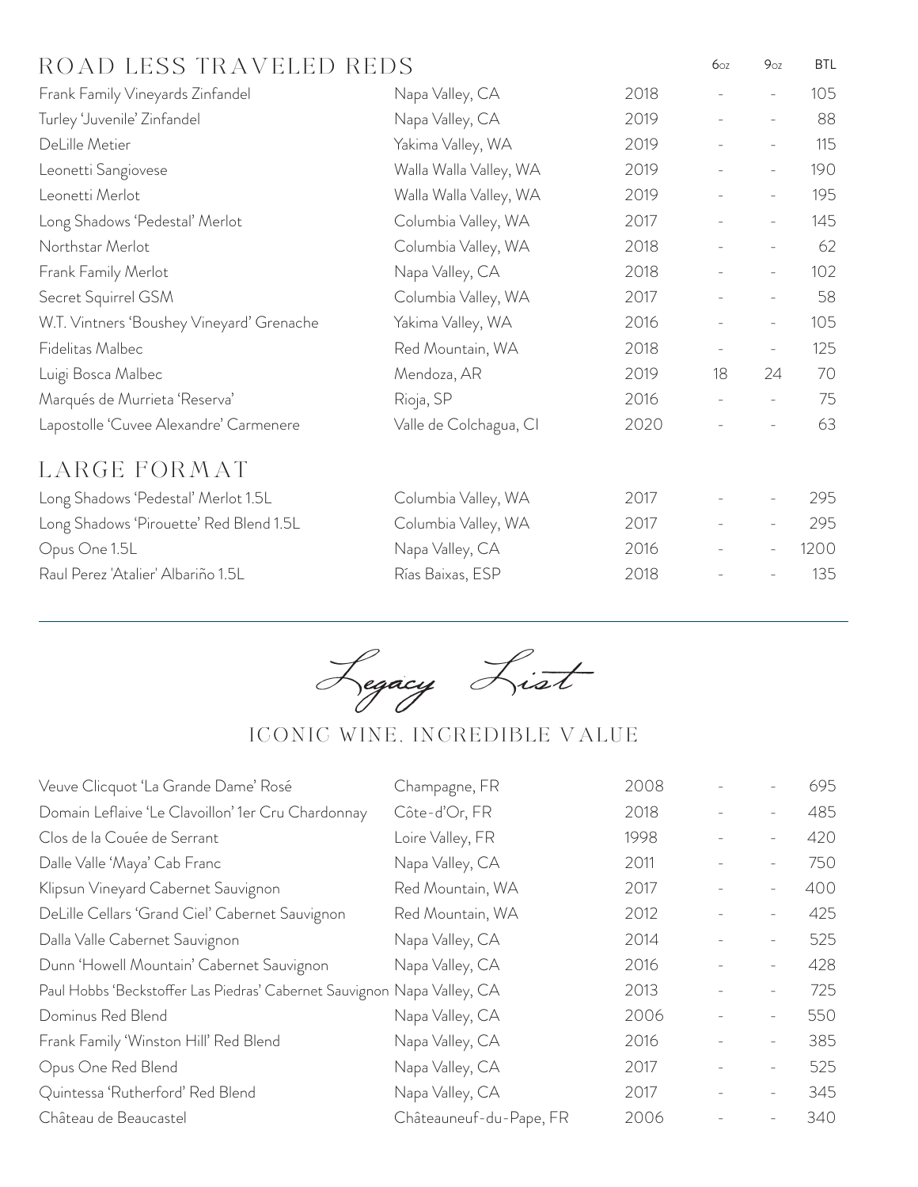## ROAD LESS TRAVELED REDS

| | | | 6oz | 9oz | BTL |
|---|---|---|---|---|---|
| Frank Family Vineyards Zinfandel | Napa Valley, CA | 2018 | - | - | 105 |
| Turley 'Juvenile' Zinfandel | Napa Valley, CA | 2019 | - | - | 88 |
| DeLille Metier | Yakima Valley, WA | 2019 | - | - | 115 |
| Leonetti Sangiovese | Walla Walla Valley, WA | 2019 | - | - | 190 |
| Leonetti Merlot | Walla Walla Valley, WA | 2019 | - | - | 195 |
| Long Shadows 'Pedestal' Merlot | Columbia Valley, WA | 2017 | - | - | 145 |
| Northstar Merlot | Columbia Valley, WA | 2018 | - | - | 62 |
| Frank Family Merlot | Napa Valley, CA | 2018 | - | - | 102 |
| Secret Squirrel GSM | Columbia Valley, WA | 2017 | - | - | 58 |
| W.T. Vintners 'Boushey Vineyard' Grenache | Yakima Valley, WA | 2016 | - | - | 105 |
| Fidelitas Malbec | Red Mountain, WA | 2018 | - | - | 125 |
| Luigi Bosca Malbec | Mendoza, AR | 2019 | 18 | 24 | 70 |
| Marqués de Murrieta 'Reserva' | Rioja, SP | 2016 | - | - | 75 |
| Lapostolle 'Cuvee Alexandre' Carmenere | Valle de Colchagua, Cl | 2020 | - | - | 63 |

## LARGE FORMAT

| | | | | | |
|---|---|---|---|---|---|
| Long Shadows 'Pedestal' Merlot 1.5L | Columbia Valley, WA | 2017 | - | - | 295 |
| Long Shadows 'Pirouette' Red Blend 1.5L | Columbia Valley, WA | 2017 | - | - | 295 |
| Opus One 1.5L | Napa Valley, CA | 2016 | - | - | 1200 |
| Raul Perez 'Atalier' Albariño 1.5L | Rías Baixas, ESP | 2018 | - | - | 135 |

---

# *Legacy List*

### ICONIC WINE, INCREDIBLE VALUE

| | | | | | |
|---|---|---|---|---|---|
| Veuve Clicquot 'La Grande Dame' Rosé | Champagne, FR | 2008 | - | - | 695 |
| Domain Leflaive 'Le Clavoillon' 1er Cru Chardonnay | Côte-d'Or, FR | 2018 | - | - | 485 |
| Clos de la Couée de Serrant | Loire Valley, FR | 1998 | - | - | 420 |
| Dalle Valle 'Maya' Cab Franc | Napa Valley, CA | 2011 | - | - | 750 |
| Klipsun Vineyard Cabernet Sauvignon | Red Mountain, WA | 2017 | - | - | 400 |
| DeLille Cellars 'Grand Ciel' Cabernet Sauvignon | Red Mountain, WA | 2012 | - | - | 425 |
| Dalla Valle Cabernet Sauvignon | Napa Valley, CA | 2014 | - | - | 525 |
| Dunn 'Howell Mountain' Cabernet Sauvignon | Napa Valley, CA | 2016 | - | - | 428 |
| Paul Hobbs 'Beckstoffer Las Piedras' Cabernet Sauvignon | Napa Valley, CA | 2013 | - | - | 725 |
| Dominus Red Blend | Napa Valley, CA | 2006 | - | - | 550 |
| Frank Family 'Winston Hill' Red Blend | Napa Valley, CA | 2016 | - | - | 385 |
| Opus One Red Blend | Napa Valley, CA | 2017 | - | - | 525 |
| Quintessa 'Rutherford' Red Blend | Napa Valley, CA | 2017 | - | - | 345 |
| Château de Beaucastel | Châteauneuf-du-Pape, FR | 2006 | - | - | 340 |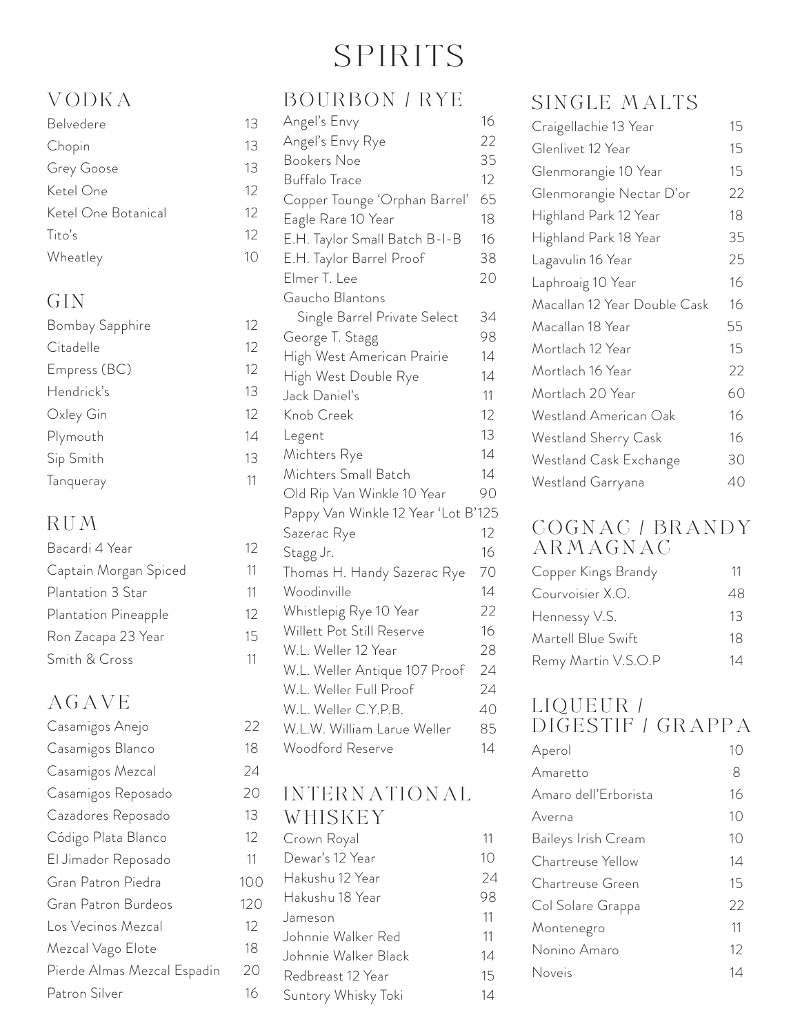# SPIRITS

## VODKA

| Item | Price |
|---|---|
| Belvedere | 13 |
| Chopin | 13 |
| Grey Goose | 13 |
| Ketel One | 12 |
| Ketel One Botanical | 12 |
| Tito's | 12 |
| Wheatley | 10 |

## GIN

| Item | Price |
|---|---|
| Bombay Sapphire | 12 |
| Citadelle | 12 |
| Empress (BC) | 12 |
| Hendrick's | 13 |
| Oxley Gin | 12 |
| Plymouth | 14 |
| Sip Smith | 13 |
| Tanqueray | 11 |

## RUM

| Item | Price |
|---|---|
| Bacardi 4 Year | 12 |
| Captain Morgan Spiced | 11 |
| Plantation 3 Star | 11 |
| Plantation Pineapple | 12 |
| Ron Zacapa 23 Year | 15 |
| Smith & Cross | 11 |

## AGAVE

| Item | Price |
|---|---|
| Casamigos Anejo | 22 |
| Casamigos Blanco | 18 |
| Casamigos Mezcal | 24 |
| Casamigos Reposado | 20 |
| Cazadores Reposado | 13 |
| Código Plata Blanco | 12 |
| El Jimador Reposado | 11 |
| Gran Patron Piedra | 100 |
| Gran Patron Burdeos | 120 |
| Los Vecinos Mezcal | 12 |
| Mezcal Vago Elote | 18 |
| Pierde Almas Mezcal Espadin | 20 |
| Patron Silver | 16 |

## BOURBON / RYE

| Item | Price |
|---|---|
| Angel's Envy | 16 |
| Angel's Envy Rye | 22 |
| Bookers Noe | 35 |
| Buffalo Trace | 12 |
| Copper Tounge 'Orphan Barrel' | 65 |
| Eagle Rare 10 Year | 18 |
| E.H. Taylor Small Batch B-I-B | 16 |
| E.H. Taylor Barrel Proof | 38 |
| Elmer T. Lee | 20 |
| Gaucho Blantons Single Barrel Private Select | 34 |
| George T. Stagg | 98 |
| High West American Prairie | 14 |
| High West Double Rye | 14 |
| Jack Daniel's | 11 |
| Knob Creek | 12 |
| Legent | 13 |
| Michters Rye | 14 |
| Michters Small Batch | 14 |
| Old Rip Van Winkle 10 Year | 90 |
| Pappy Van Winkle 12 Year 'Lot B' | 125 |
| Sazerac Rye | 12 |
| Stagg Jr. | 16 |
| Thomas H. Handy Sazerac Rye | 70 |
| Woodinville | 14 |
| Whistlepig Rye 10 Year | 22 |
| Willett Pot Still Reserve | 16 |
| W.L. Weller 12 Year | 28 |
| W.L. Weller Antique 107 Proof | 24 |
| W.L. Weller Full Proof | 24 |
| W.L. Weller C.Y.P.B. | 40 |
| W.L.W. William Larue Weller | 85 |
| Woodford Reserve | 14 |

## INTERNATIONAL WHISKEY

| Item | Price |
|---|---|
| Crown Royal | 11 |
| Dewar's 12 Year | 10 |
| Hakushu 12 Year | 24 |
| Hakushu 18 Year | 98 |
| Jameson | 11 |
| Johnnie Walker Red | 11 |
| Johnnie Walker Black | 14 |
| Redbreast 12 Year | 15 |
| Suntory Whisky Toki | 14 |

## SINGLE MALTS

| Item | Price |
|---|---|
| Craigellachie 13 Year | 15 |
| Glenlivet 12 Year | 15 |
| Glenmorangie 10 Year | 15 |
| Glenmorangie Nectar D'or | 22 |
| Highland Park 12 Year | 18 |
| Highland Park 18 Year | 35 |
| Lagavulin 16 Year | 25 |
| Laphroaig 10 Year | 16 |
| Macallan 12 Year Double Cask | 16 |
| Macallan 18 Year | 55 |
| Mortlach 12 Year | 15 |
| Mortlach 16 Year | 22 |
| Mortlach 20 Year | 60 |
| Westland American Oak | 16 |
| Westland Sherry Cask | 16 |
| Westland Cask Exchange | 30 |
| Westland Garryana | 40 |

## COGNAC / BRANDY ARMAGNAC

| Item | Price |
|---|---|
| Copper Kings Brandy | 11 |
| Courvoisier X.O. | 48 |
| Hennessy V.S. | 13 |
| Martell Blue Swift | 18 |
| Remy Martin V.S.O.P | 14 |

## LIQUEUR / DIGESTIF / GRAPPA

| Item | Price |
|---|---|
| Aperol | 10 |
| Amaretto | 8 |
| Amaro dell'Erborista | 16 |
| Averna | 10 |
| Baileys Irish Cream | 10 |
| Chartreuse Yellow | 14 |
| Chartreuse Green | 15 |
| Col Solare Grappa | 22 |
| Montenegro | 11 |
| Nonino Amaro | 12 |
| Noveis | 14 |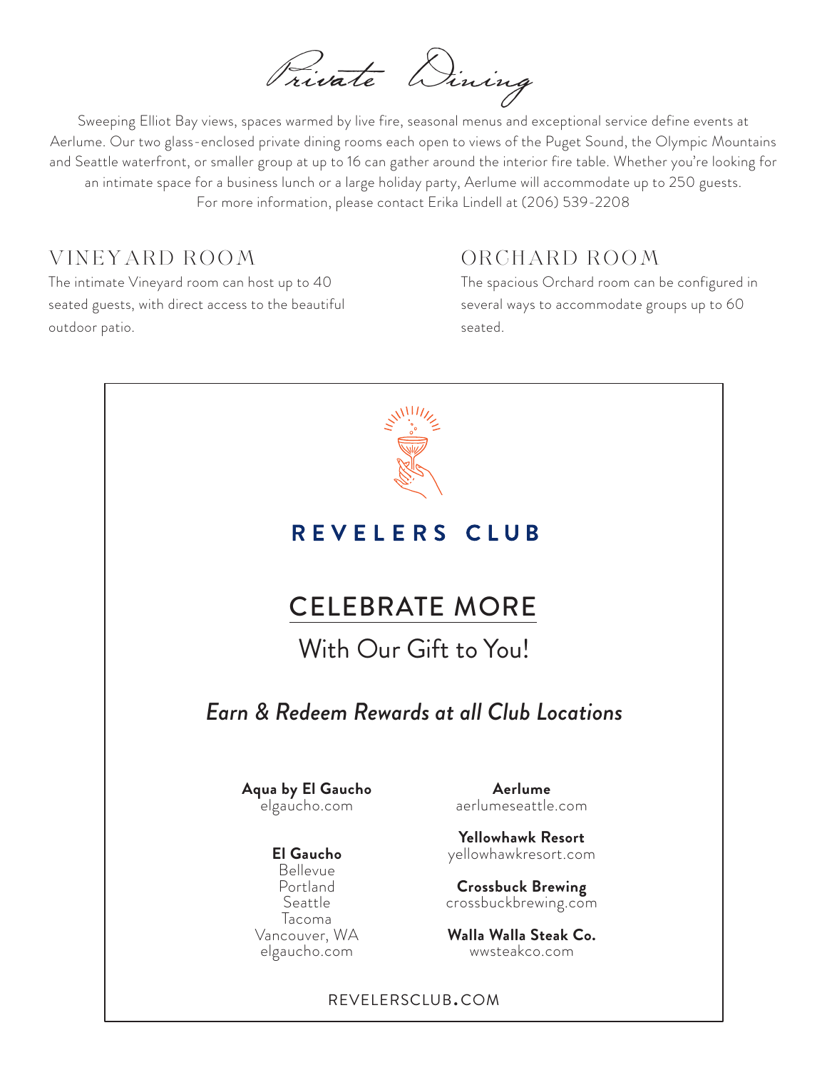# Private Dining

Sweeping Elliot Bay views, spaces warmed by live fire, seasonal menus and exceptional service define events at Aerlume. Our two glass-enclosed private dining rooms each open to views of the Puget Sound, the Olympic Mountains and Seattle waterfront, or smaller group at up to 16 can gather around the interior fire table. Whether you're looking for an intimate space for a business lunch or a large holiday party, Aerlume will accommodate up to 250 guests. For more information, please contact Erika Lindell at (206) 539-2208

## VINEYARD ROOM

The intimate Vineyard room can host up to 40 seated guests, with direct access to the beautiful outdoor patio.

## ORCHARD ROOM

The spacious Orchard room can be configured in several ways to accommodate groups up to 60 seated.

## REVELERS CLUB

### CELEBRATE MORE

With Our Gift to You!

*Earn & Redeem Rewards at all Club Locations*

**Aqua by El Gaucho**
elgaucho.com

**El Gaucho**
Bellevue
Portland
Seattle
Tacoma
Vancouver, WA
elgaucho.com

**Aerlume**
aerlumeseattle.com

**Yellowhawk Resort**
yellowhawkresort.com

**Crossbuck Brewing**
crossbuckbrewing.com

**Walla Walla Steak Co.**
wwsteakco.com

REVELERSCLUB.COM